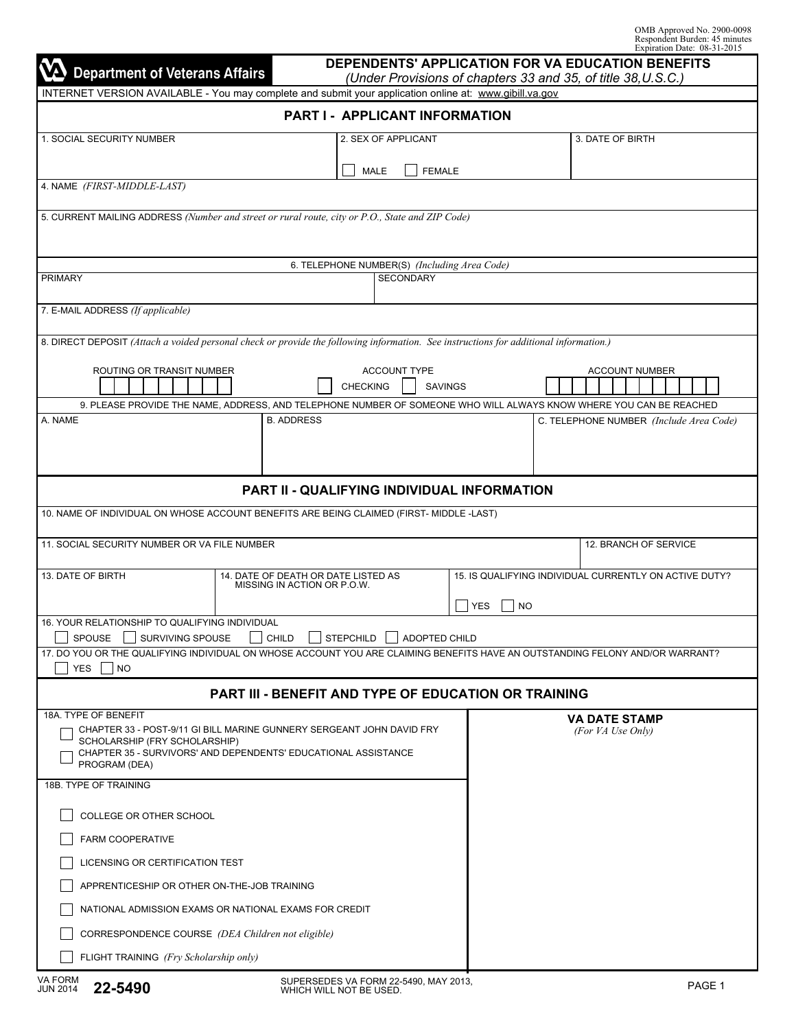OMB Approved No. 2900-0098
Respondent Burden: 45 minutes
Expiration Date: 08-31-2015

**Department of Veterans Affairs**

# DEPENDENTS' APPLICATION FOR VA EDUCATION BENEFITS

*(Under Provisions of chapters 33 and 35, of title 38,U.S.C.)*

INTERNET VERSION AVAILABLE - You may complete and submit your application online at: www.gibill.va.gov

## PART I - APPLICANT INFORMATION

| 1. SOCIAL SECURITY NUMBER | 2. SEX OF APPLICANT<br>☐ MALE ☐ FEMALE | 3. DATE OF BIRTH |
|---|---|---|

4. NAME *(FIRST-MIDDLE-LAST)*

5. CURRENT MAILING ADDRESS *(Number and street or rural route, city or P.O., State and ZIP Code)*

6. TELEPHONE NUMBER(S) *(Including Area Code)*

| PRIMARY | SECONDARY |
|---|---|

7. E-MAIL ADDRESS *(If applicable)*

8. DIRECT DEPOSIT *(Attach a voided personal check or provide the following information. See instructions for additional information.)*

| ROUTING OR TRANSIT NUMBER | ACCOUNT TYPE | ACCOUNT NUMBER |
|---|---|---|
| | ☐ CHECKING ☐ SAVINGS | |

9. PLEASE PROVIDE THE NAME, ADDRESS, AND TELEPHONE NUMBER OF SOMEONE WHO WILL ALWAYS KNOW WHERE YOU CAN BE REACHED

| A. NAME | B. ADDRESS | C. TELEPHONE NUMBER *(Include Area Code)* |
|---|---|---|

## PART II - QUALIFYING INDIVIDUAL INFORMATION

10. NAME OF INDIVIDUAL ON WHOSE ACCOUNT BENEFITS ARE BEING CLAIMED (FIRST- MIDDLE -LAST)

| 11. SOCIAL SECURITY NUMBER OR VA FILE NUMBER | 12. BRANCH OF SERVICE |
|---|---|

| 13. DATE OF BIRTH | 14. DATE OF DEATH OR DATE LISTED AS MISSING IN ACTION OR P.O.W. | 15. IS QUALIFYING INDIVIDUAL CURRENTLY ON ACTIVE DUTY?<br>☐ YES ☐ NO |
|---|---|---|

16. YOUR RELATIONSHIP TO QUALIFYING INDIVIDUAL

☐ SPOUSE ☐ SURVIVING SPOUSE ☐ CHILD ☐ STEPCHILD ☐ ADOPTED CHILD

17. DO YOU OR THE QUALIFYING INDIVIDUAL ON WHOSE ACCOUNT YOU ARE CLAIMING BENEFITS HAVE AN OUTSTANDING FELONY AND/OR WARRANT?

☐ YES ☐ NO

## PART III - BENEFIT AND TYPE OF EDUCATION OR TRAINING

18A. TYPE OF BENEFIT

- ☐ CHAPTER 33 - POST-9/11 GI BILL MARINE GUNNERY SERGEANT JOHN DAVID FRY SCHOLARSHIP (FRY SCHOLARSHIP)
- ☐ CHAPTER 35 - SURVIVORS' AND DEPENDENTS' EDUCATIONAL ASSISTANCE PROGRAM (DEA)

18B. TYPE OF TRAINING

- ☐ COLLEGE OR OTHER SCHOOL
- ☐ FARM COOPERATIVE
- ☐ LICENSING OR CERTIFICATION TEST
- ☐ APPRENTICESHIP OR OTHER ON-THE-JOB TRAINING
- ☐ NATIONAL ADMISSION EXAMS OR NATIONAL EXAMS FOR CREDIT
- ☐ CORRESPONDENCE COURSE *(DEA Children not eligible)*
- ☐ FLIGHT TRAINING *(Fry Scholarship only)*

**VA DATE STAMP**
*(For VA Use Only)*

VA FORM JUN 2014 **22-5490**

SUPERSEDES VA FORM 22-5490, MAY 2013, WHICH WILL NOT BE USED.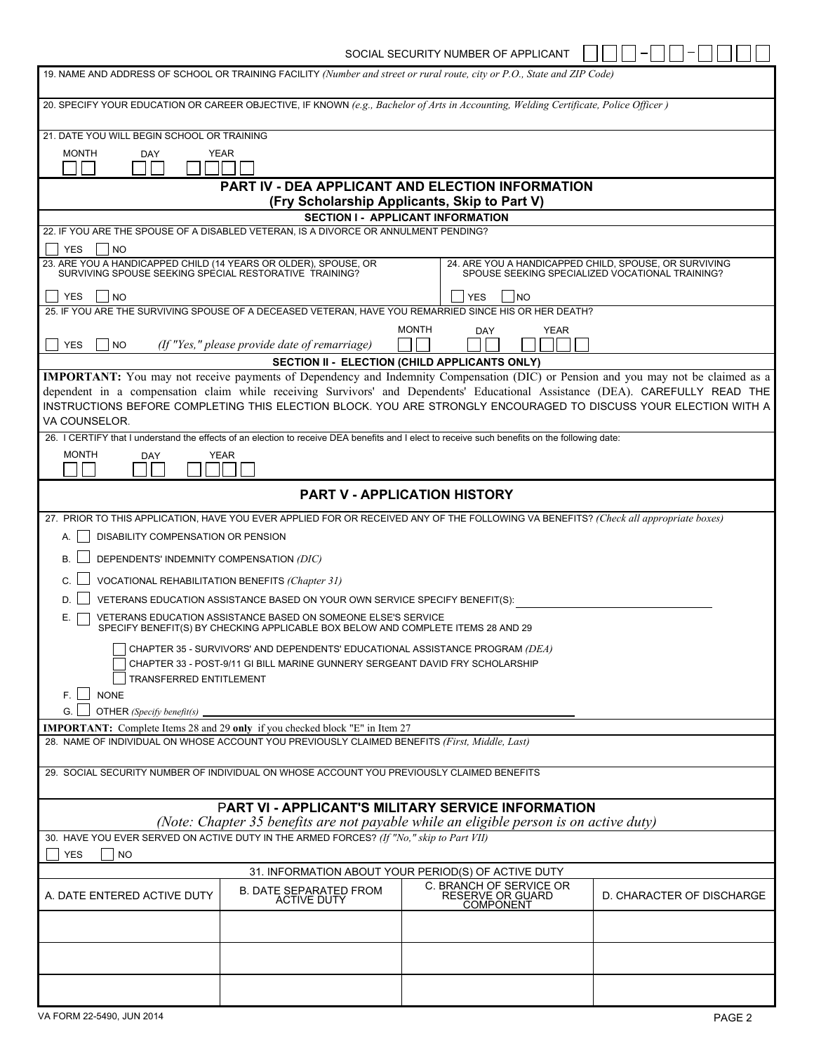SOCIAL SECURITY NUMBER OF APPLICANT

19. NAME AND ADDRESS OF SCHOOL OR TRAINING FACILITY *(Number and street or rural route, city or P.O., State and ZIP Code)*

20. SPECIFY YOUR EDUCATION OR CAREER OBJECTIVE, IF KNOWN *(e.g., Bachelor of Arts in Accounting, Welding Certificate, Police Officer )*

21. DATE YOU WILL BEGIN SCHOOL OR TRAINING

MONTH DAY YEAR

## PART IV - DEA APPLICANT AND ELECTION INFORMATION
## (Fry Scholarship Applicants, Skip to Part V)

### SECTION I - APPLICANT INFORMATION

22. IF YOU ARE THE SPOUSE OF A DISABLED VETERAN, IS A DIVORCE OR ANNULMENT PENDING?

☐ YES ☐ NO

23. ARE YOU A HANDICAPPED CHILD (14 YEARS OR OLDER), SPOUSE, OR SURVIVING SPOUSE SEEKING SPECIAL RESTORATIVE TRAINING?

☐ YES ☐ NO

24. ARE YOU A HANDICAPPED CHILD, SPOUSE, OR SURVIVING SPOUSE SEEKING SPECIALIZED VOCATIONAL TRAINING?

☐ YES ☐ NO

25. IF YOU ARE THE SURVIVING SPOUSE OF A DECEASED VETERAN, HAVE YOU REMARRIED SINCE HIS OR HER DEATH?

☐ YES ☐ NO *(If "Yes," please provide date of remarriage)* MONTH DAY YEAR

### SECTION II - ELECTION (CHILD APPLICANTS ONLY)

**IMPORTANT:** You may not receive payments of Dependency and Indemnity Compensation (DIC) or Pension and you may not be claimed as a dependent in a compensation claim while receiving Survivors' and Dependents' Educational Assistance (DEA). CAREFULLY READ THE INSTRUCTIONS BEFORE COMPLETING THIS ELECTION BLOCK. YOU ARE STRONGLY ENCOURAGED TO DISCUSS YOUR ELECTION WITH A VA COUNSELOR.

26. I CERTIFY that I understand the effects of an election to receive DEA benefits and I elect to receive such benefits on the following date:

MONTH DAY YEAR

## PART V - APPLICATION HISTORY

27. PRIOR TO THIS APPLICATION, HAVE YOU EVER APPLIED FOR OR RECEIVED ANY OF THE FOLLOWING VA BENEFITS? *(Check all appropriate boxes)*

A. ☐ DISABILITY COMPENSATION OR PENSION

B. ☐ DEPENDENTS' INDEMNITY COMPENSATION *(DIC)*

C. ☐ VOCATIONAL REHABILITATION BENEFITS *(Chapter 31)*

D. ☐ VETERANS EDUCATION ASSISTANCE BASED ON YOUR OWN SERVICE SPECIFY BENEFIT(S): ____________

E. ☐ VETERANS EDUCATION ASSISTANCE BASED ON SOMEONE ELSE'S SERVICE SPECIFY BENEFIT(S) BY CHECKING APPLICABLE BOX BELOW AND COMPLETE ITEMS 28 AND 29

- ☐ CHAPTER 35 - SURVIVORS' AND DEPENDENTS' EDUCATIONAL ASSISTANCE PROGRAM *(DEA)*
- ☐ CHAPTER 33 - POST-9/11 GI BILL MARINE GUNNERY SERGEANT DAVID FRY SCHOLARSHIP
- ☐ TRANSFERRED ENTITLEMENT

F. ☐ NONE

G. ☐ OTHER *(Specify benefit(s))* ____________

**IMPORTANT:** Complete Items 28 and 29 **only** if you checked block "E" in Item 27

28. NAME OF INDIVIDUAL ON WHOSE ACCOUNT YOU PREVIOUSLY CLAIMED BENEFITS *(First, Middle, Last)*

29. SOCIAL SECURITY NUMBER OF INDIVIDUAL ON WHOSE ACCOUNT YOU PREVIOUSLY CLAIMED BENEFITS

## PART VI - APPLICANT'S MILITARY SERVICE INFORMATION

*(Note: Chapter 35 benefits are not payable while an eligible person is on active duty)*

30. HAVE YOU EVER SERVED ON ACTIVE DUTY IN THE ARMED FORCES? *(If "No," skip to Part VII)*

☐ YES ☐ NO

31. INFORMATION ABOUT YOUR PERIOD(S) OF ACTIVE DUTY

| A. DATE ENTERED ACTIVE DUTY | B. DATE SEPARATED FROM ACTIVE DUTY | C. BRANCH OF SERVICE OR RESERVE OR GUARD COMPONENT | D. CHARACTER OF DISCHARGE |
|---|---|---|---|
| | | | |
| | | | |
| | | | |

VA FORM 22-5490, JUN 2014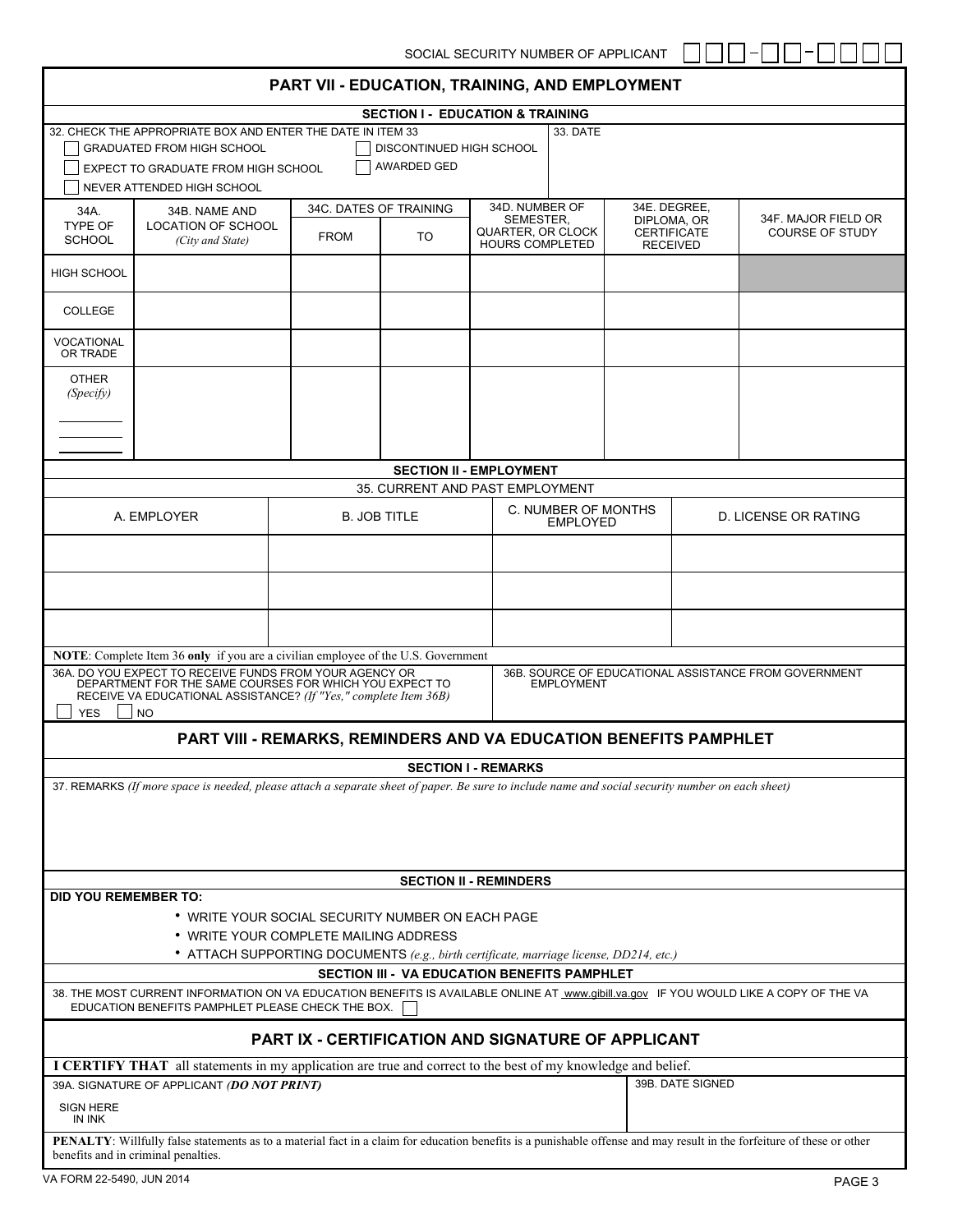SOCIAL SECURITY NUMBER OF APPLICANT ☐☐☐ - ☐☐ - ☐☐☐☐

## PART VII - EDUCATION, TRAINING, AND EMPLOYMENT

### SECTION I - EDUCATION & TRAINING

32. CHECK THE APPROPRIATE BOX AND ENTER THE DATE IN ITEM 33

☐ GRADUATED FROM HIGH SCHOOL ☐ DISCONTINUED HIGH SCHOOL
☐ EXPECT TO GRADUATE FROM HIGH SCHOOL ☐ AWARDED GED
☐ NEVER ATTENDED HIGH SCHOOL

33. DATE

| 34A. TYPE OF SCHOOL | 34B. NAME AND LOCATION OF SCHOOL *(City and State)* | 34C. DATES OF TRAINING | | 34D. NUMBER OF SEMESTER, QUARTER, OR CLOCK HOURS COMPLETED | 34E. DEGREE, DIPLOMA, OR CERTIFICATE RECEIVED | 34F. MAJOR FIELD OR COURSE OF STUDY |
|---|---|---|---|---|---|---|
| | | FROM | TO | | | |
| HIGH SCHOOL | | | | | | |
| COLLEGE | | | | | | |
| VOCATIONAL OR TRADE | | | | | | |
| OTHER *(Specify)* | | | | | | |

### SECTION II - EMPLOYMENT

35. CURRENT AND PAST EMPLOYMENT

| A. EMPLOYER | B. JOB TITLE | C. NUMBER OF MONTHS EMPLOYED | D. LICENSE OR RATING |
|---|---|---|---|
| | | | |
| | | | |
| | | | |

**NOTE**: Complete Item 36 **only** if you are a civilian employee of the U.S. Government

36A. DO YOU EXPECT TO RECEIVE FUNDS FROM YOUR AGENCY OR DEPARTMENT FOR THE SAME COURSES FOR WHICH YOU EXPECT TO RECEIVE VA EDUCATIONAL ASSISTANCE? *(If "Yes," complete Item 36B)*

☐ YES ☐ NO

36B. SOURCE OF EDUCATIONAL ASSISTANCE FROM GOVERNMENT EMPLOYMENT

## PART VIII - REMARKS, REMINDERS AND VA EDUCATION BENEFITS PAMPHLET

### SECTION I - REMARKS

37. REMARKS *(If more space is needed, please attach a separate sheet of paper. Be sure to include name and social security number on each sheet)*

### SECTION II - REMINDERS

**DID YOU REMEMBER TO:**

- WRITE YOUR SOCIAL SECURITY NUMBER ON EACH PAGE
- WRITE YOUR COMPLETE MAILING ADDRESS
- ATTACH SUPPORTING DOCUMENTS *(e.g., birth certificate, marriage license, DD214, etc.)*

### SECTION III - VA EDUCATION BENEFITS PAMPHLET

38. THE MOST CURRENT INFORMATION ON VA EDUCATION BENEFITS IS AVAILABLE ONLINE AT www.gibill.va.gov IF YOU WOULD LIKE A COPY OF THE VA EDUCATION BENEFITS PAMPHLET PLEASE CHECK THE BOX. ☐

## PART IX - CERTIFICATION AND SIGNATURE OF APPLICANT

**I CERTIFY THAT** all statements in my application are true and correct to the best of my knowledge and belief.

| 39A. SIGNATURE OF APPLICANT *(DO NOT PRINT)* | 39B. DATE SIGNED |
|---|---|
| SIGN HERE IN INK | |

**PENALTY**: Willfully false statements as to a material fact in a claim for education benefits is a punishable offense and may result in the forfeiture of these or other benefits and in criminal penalties.

VA FORM 22-5490, JUN 2014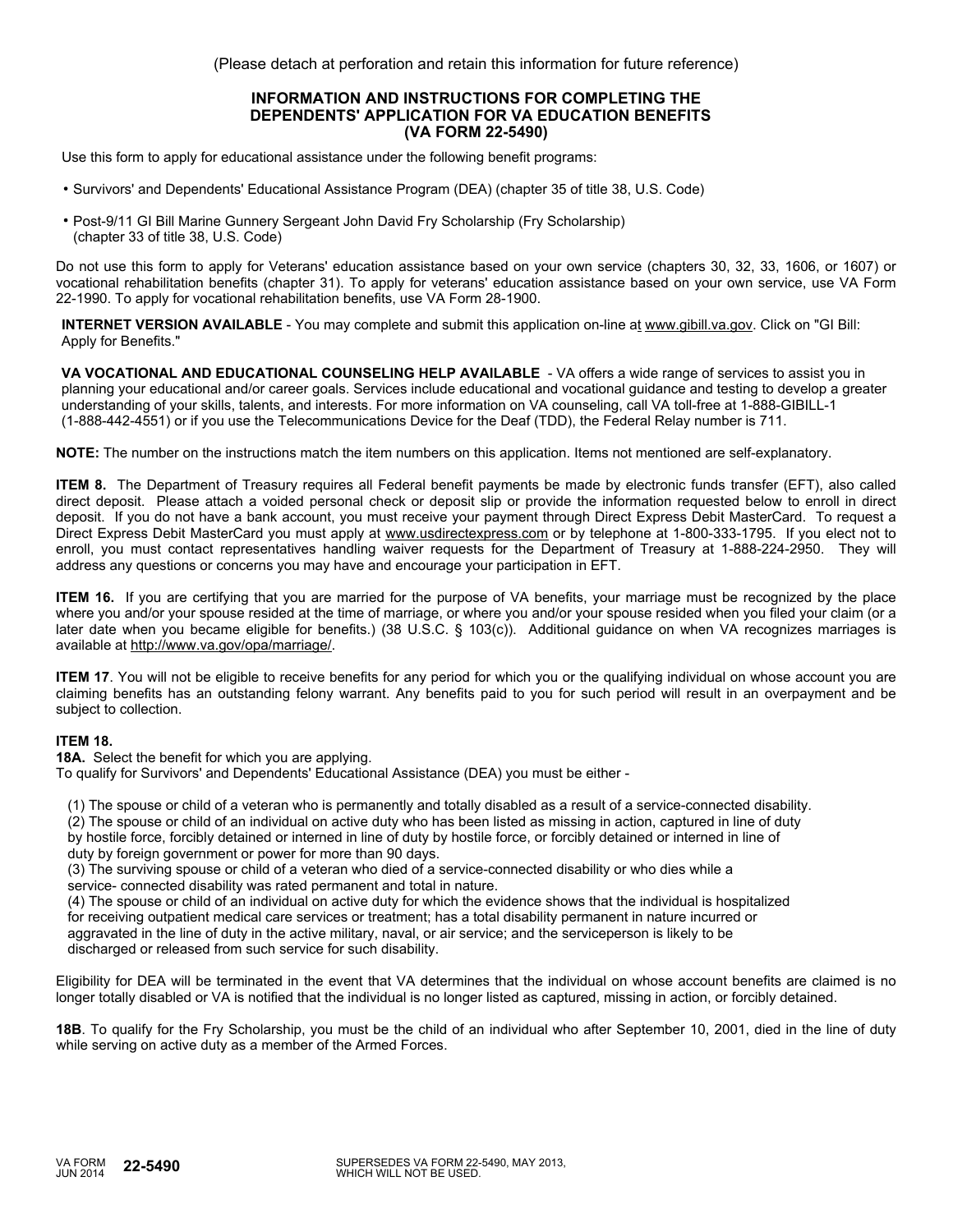(Please detach at perforation and retain this information for future reference)

## INFORMATION AND INSTRUCTIONS FOR COMPLETING THE DEPENDENTS' APPLICATION FOR VA EDUCATION BENEFITS (VA FORM 22-5490)

Use this form to apply for educational assistance under the following benefit programs:

- Survivors' and Dependents' Educational Assistance Program (DEA) (chapter 35 of title 38, U.S. Code)
- Post-9/11 GI Bill Marine Gunnery Sergeant John David Fry Scholarship (Fry Scholarship) (chapter 33 of title 38, U.S. Code)

Do not use this form to apply for Veterans' education assistance based on your own service (chapters 30, 32, 33, 1606, or 1607) or vocational rehabilitation benefits (chapter 31). To apply for veterans' education assistance based on your own service, use VA Form 22-1990. To apply for vocational rehabilitation benefits, use VA Form 28-1900.

**INTERNET VERSION AVAILABLE** - You may complete and submit this application on-line at www.gibill.va.gov. Click on "GI Bill: Apply for Benefits."

**VA VOCATIONAL AND EDUCATIONAL COUNSELING HELP AVAILABLE** - VA offers a wide range of services to assist you in planning your educational and/or career goals. Services include educational and vocational guidance and testing to develop a greater understanding of your skills, talents, and interests. For more information on VA counseling, call VA toll-free at 1-888-GIBILL-1 (1-888-442-4551) or if you use the Telecommunications Device for the Deaf (TDD), the Federal Relay number is 711.

**NOTE:** The number on the instructions match the item numbers on this application. Items not mentioned are self-explanatory.

**ITEM 8.** The Department of Treasury requires all Federal benefit payments be made by electronic funds transfer (EFT), also called direct deposit. Please attach a voided personal check or deposit slip or provide the information requested below to enroll in direct deposit. If you do not have a bank account, you must receive your payment through Direct Express Debit MasterCard. To request a Direct Express Debit MasterCard you must apply at www.usdirectexpress.com or by telephone at 1-800-333-1795. If you elect not to enroll, you must contact representatives handling waiver requests for the Department of Treasury at 1-888-224-2950. They will address any questions or concerns you may have and encourage your participation in EFT.

**ITEM 16.** If you are certifying that you are married for the purpose of VA benefits, your marriage must be recognized by the place where you and/or your spouse resided at the time of marriage, or where you and/or your spouse resided when you filed your claim (or a later date when you became eligible for benefits.) (38 U.S.C. § 103(c)). Additional guidance on when VA recognizes marriages is available at http://www.va.gov/opa/marriage/.

**ITEM 17**. You will not be eligible to receive benefits for any period for which you or the qualifying individual on whose account you are claiming benefits has an outstanding felony warrant. Any benefits paid to you for such period will result in an overpayment and be subject to collection.

**ITEM 18.**

**18A.** Select the benefit for which you are applying.

To qualify for Survivors' and Dependents' Educational Assistance (DEA) you must be either -

(1) The spouse or child of a veteran who is permanently and totally disabled as a result of a service-connected disability.

(2) The spouse or child of an individual on active duty who has been listed as missing in action, captured in line of duty by hostile force, forcibly detained or interned in line of duty by hostile force, or forcibly detained or interned in line of duty by foreign government or power for more than 90 days.

(3) The surviving spouse or child of a veteran who died of a service-connected disability or who dies while a service- connected disability was rated permanent and total in nature.

(4) The spouse or child of an individual on active duty for which the evidence shows that the individual is hospitalized for receiving outpatient medical care services or treatment; has a total disability permanent in nature incurred or aggravated in the line of duty in the active military, naval, or air service; and the serviceperson is likely to be discharged or released from such service for such disability.

Eligibility for DEA will be terminated in the event that VA determines that the individual on whose account benefits are claimed is no longer totally disabled or VA is notified that the individual is no longer listed as captured, missing in action, or forcibly detained.

**18B**. To qualify for the Fry Scholarship, you must be the child of an individual who after September 10, 2001, died in the line of duty while serving on active duty as a member of the Armed Forces.

VA FORM JUN 2014 **22-5490** SUPERSEDES VA FORM 22-5490, MAY 2013, WHICH WILL NOT BE USED.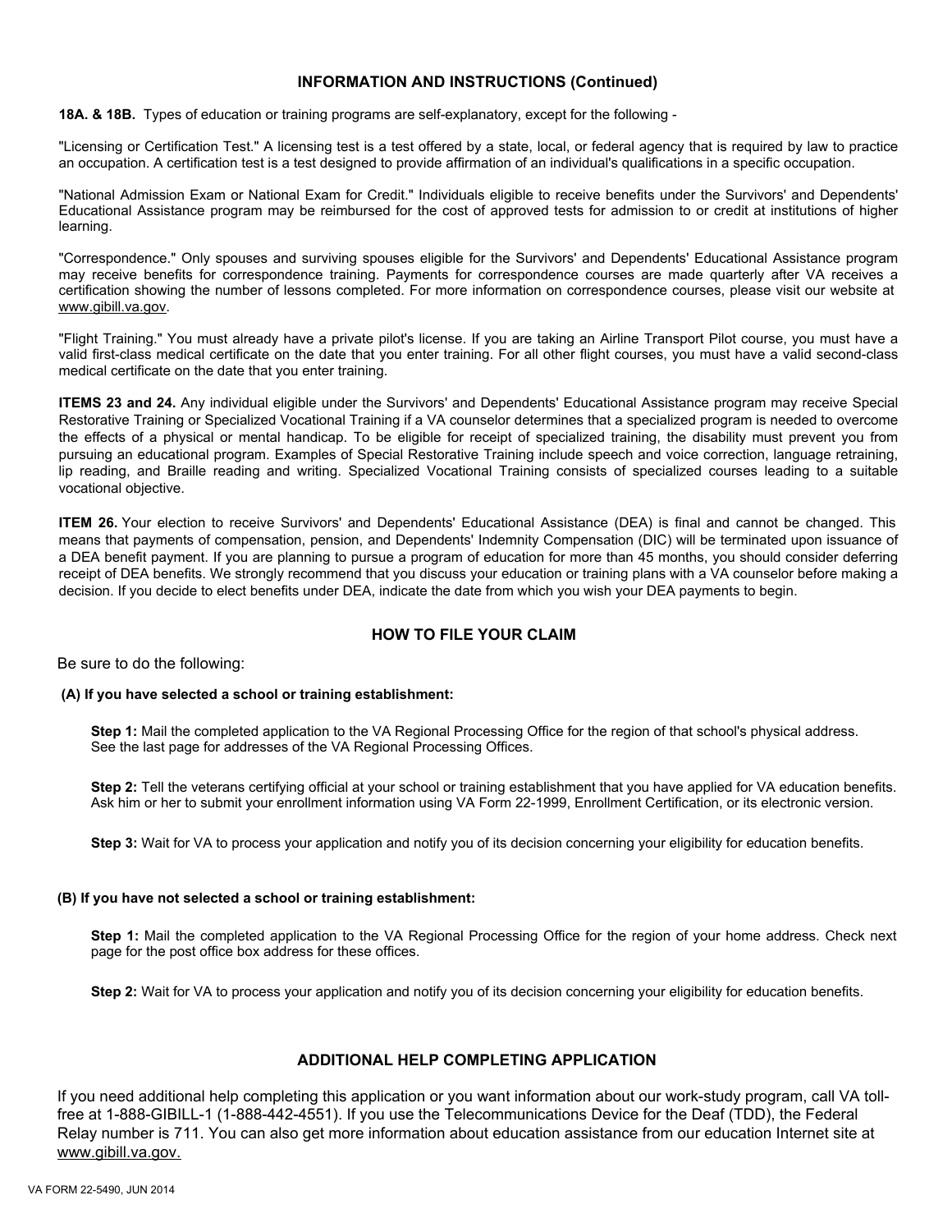## INFORMATION AND INSTRUCTIONS (Continued)

**18A. & 18B.** Types of education or training programs are self-explanatory, except for the following -

"Licensing or Certification Test." A licensing test is a test offered by a state, local, or federal agency that is required by law to practice an occupation. A certification test is a test designed to provide affirmation of an individual's qualifications in a specific occupation.

"National Admission Exam or National Exam for Credit." Individuals eligible to receive benefits under the Survivors' and Dependents' Educational Assistance program may be reimbursed for the cost of approved tests for admission to or credit at institutions of higher learning.

"Correspondence." Only spouses and surviving spouses eligible for the Survivors' and Dependents' Educational Assistance program may receive benefits for correspondence training. Payments for correspondence courses are made quarterly after VA receives a certification showing the number of lessons completed. For more information on correspondence courses, please visit our website at www.gibill.va.gov.

"Flight Training." You must already have a private pilot's license. If you are taking an Airline Transport Pilot course, you must have a valid first-class medical certificate on the date that you enter training. For all other flight courses, you must have a valid second-class medical certificate on the date that you enter training.

**ITEMS 23 and 24.** Any individual eligible under the Survivors' and Dependents' Educational Assistance program may receive Special Restorative Training or Specialized Vocational Training if a VA counselor determines that a specialized program is needed to overcome the effects of a physical or mental handicap. To be eligible for receipt of specialized training, the disability must prevent you from pursuing an educational program. Examples of Special Restorative Training include speech and voice correction, language retraining, lip reading, and Braille reading and writing. Specialized Vocational Training consists of specialized courses leading to a suitable vocational objective.

**ITEM 26.** Your election to receive Survivors' and Dependents' Educational Assistance (DEA) is final and cannot be changed. This means that payments of compensation, pension, and Dependents' Indemnity Compensation (DIC) will be terminated upon issuance of a DEA benefit payment. If you are planning to pursue a program of education for more than 45 months, you should consider deferring receipt of DEA benefits. We strongly recommend that you discuss your education or training plans with a VA counselor before making a decision. If you decide to elect benefits under DEA, indicate the date from which you wish your DEA payments to begin.

## HOW TO FILE YOUR CLAIM

Be sure to do the following:

**(A) If you have selected a school or training establishment:**

**Step 1:** Mail the completed application to the VA Regional Processing Office for the region of that school's physical address. See the last page for addresses of the VA Regional Processing Offices.

**Step 2:** Tell the veterans certifying official at your school or training establishment that you have applied for VA education benefits. Ask him or her to submit your enrollment information using VA Form 22-1999, Enrollment Certification, or its electronic version.

**Step 3:** Wait for VA to process your application and notify you of its decision concerning your eligibility for education benefits.

**(B) If you have not selected a school or training establishment:**

**Step 1:** Mail the completed application to the VA Regional Processing Office for the region of your home address. Check next page for the post office box address for these offices.

**Step 2:** Wait for VA to process your application and notify you of its decision concerning your eligibility for education benefits.

## ADDITIONAL HELP COMPLETING APPLICATION

If you need additional help completing this application or you want information about our work-study program, call VA toll-free at 1-888-GIBILL-1 (1-888-442-4551). If you use the Telecommunications Device for the Deaf (TDD), the Federal Relay number is 711. You can also get more information about education assistance from our education Internet site at www.gibill.va.gov.

VA FORM 22-5490, JUN 2014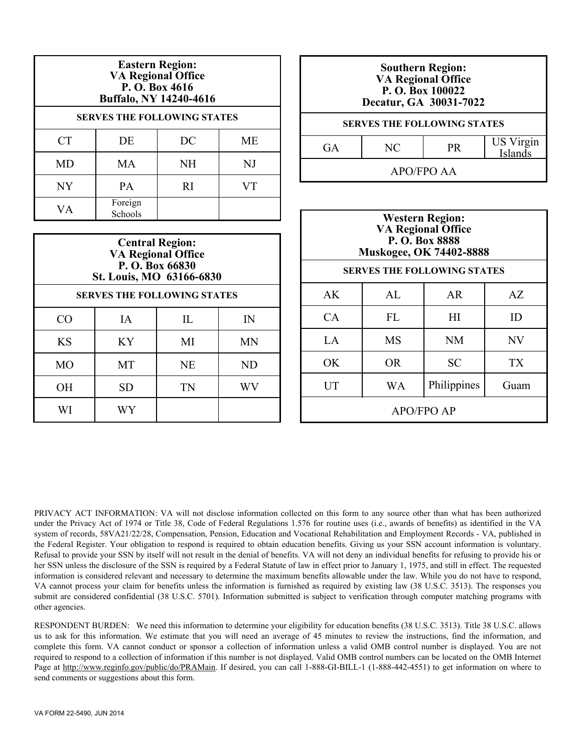| Eastern Region: VA Regional Office P. O. Box 4616 Buffalo, NY 14240-4616 | | | |
| --- | --- | --- | --- |
| SERVES THE FOLLOWING STATES | | | |
| CT | DE | DC | ME |
| MD | MA | NH | NJ |
| NY | PA | RI | VT |
| VA | Foreign Schools | | |

| Central Region: VA Regional Office P. O. Box 66830 St. Louis, MO 63166-6830 | | | |
| --- | --- | --- | --- |
| SERVES THE FOLLOWING STATES | | | |
| CO | IA | IL | IN |
| KS | KY | MI | MN |
| MO | MT | NE | ND |
| OH | SD | TN | WV |
| WI | WY | | |

| Southern Region: VA Regional Office P. O. Box 100022 Decatur, GA 30031-7022 | | | |
| --- | --- | --- | --- |
| SERVES THE FOLLOWING STATES | | | |
| GA | NC | PR | US Virgin Islands |
| APO/FPO AA | | | |

| Western Region: VA Regional Office P. O. Box 8888 Muskogee, OK 74402-8888 | | | |
| --- | --- | --- | --- |
| SERVES THE FOLLOWING STATES | | | |
| AK | AL | AR | AZ |
| CA | FL | HI | ID |
| LA | MS | NM | NV |
| OK | OR | SC | TX |
| UT | WA | Philippines | Guam |
| APO/FPO AP | | | |

PRIVACY ACT INFORMATION: VA will not disclose information collected on this form to any source other than what has been authorized under the Privacy Act of 1974 or Title 38, Code of Federal Regulations 1.576 for routine uses (i.e., awards of benefits) as identified in the VA system of records, 58VA21/22/28, Compensation, Pension, Education and Vocational Rehabilitation and Employment Records - VA, published in the Federal Register. Your obligation to respond is required to obtain education benefits. Giving us your SSN account information is voluntary. Refusal to provide your SSN by itself will not result in the denial of benefits. VA will not deny an individual benefits for refusing to provide his or her SSN unless the disclosure of the SSN is required by a Federal Statute of law in effect prior to January 1, 1975, and still in effect. The requested information is considered relevant and necessary to determine the maximum benefits allowable under the law. While you do not have to respond, VA cannot process your claim for benefits unless the information is furnished as required by existing law (38 U.S.C. 3513). The responses you submit are considered confidential (38 U.S.C. 5701). Information submitted is subject to verification through computer matching programs with other agencies.

RESPONDENT BURDEN: We need this information to determine your eligibility for education benefits (38 U.S.C. 3513). Title 38 U.S.C. allows us to ask for this information. We estimate that you will need an average of 45 minutes to review the instructions, find the information, and complete this form. VA cannot conduct or sponsor a collection of information unless a valid OMB control number is displayed. You are not required to respond to a collection of information if this number is not displayed. Valid OMB control numbers can be located on the OMB Internet Page at http://www.reginfo.gov/public/do/PRAMain. If desired, you can call 1-888-GI-BILL-1 (1-888-442-4551) to get information on where to send comments or suggestions about this form.

VA FORM 22-5490, JUN 2014